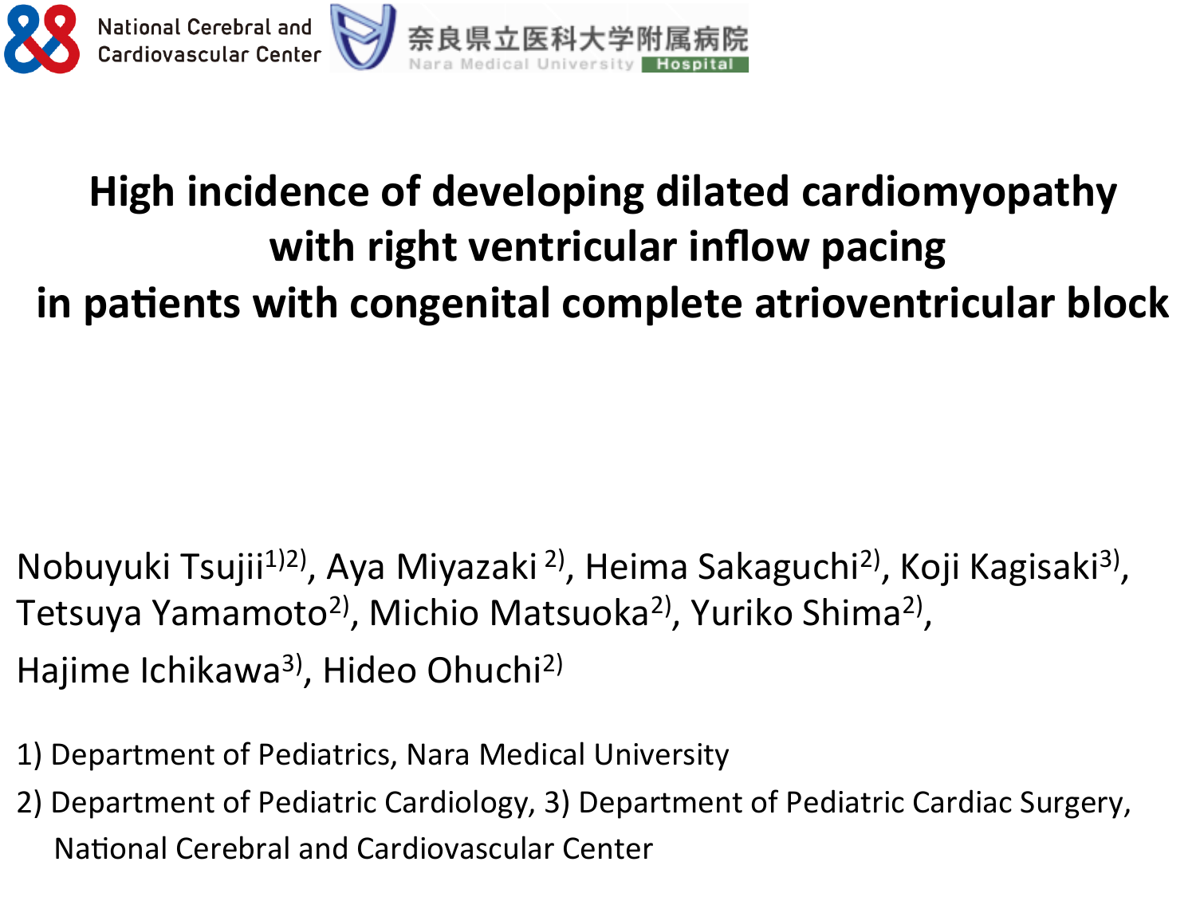National Cerebral and Cardiovascular Center

奈良県立医科大学附属病院 Nara Medical University Hospital

# High incidence of developing dilated cardiomyopathy with right ventricular inflow pacing in patients with congenital complete atrioventricular block

Nobuyuki Tsujii[1)2)], Aya Miyazaki [2)], Heima Sakaguchi[2)], Koji Kagisaki[3)], Tetsuya Yamamoto[2)], Michio Matsuoka[2)], Yuriko Shima[2)], Hajime Ichikawa[3)], Hideo Ohuchi[2)]

1) Department of Pediatrics, Nara Medical University

2) Department of Pediatric Cardiology, 3) Department of Pediatric Cardiac Surgery, National Cerebral and Cardiovascular Center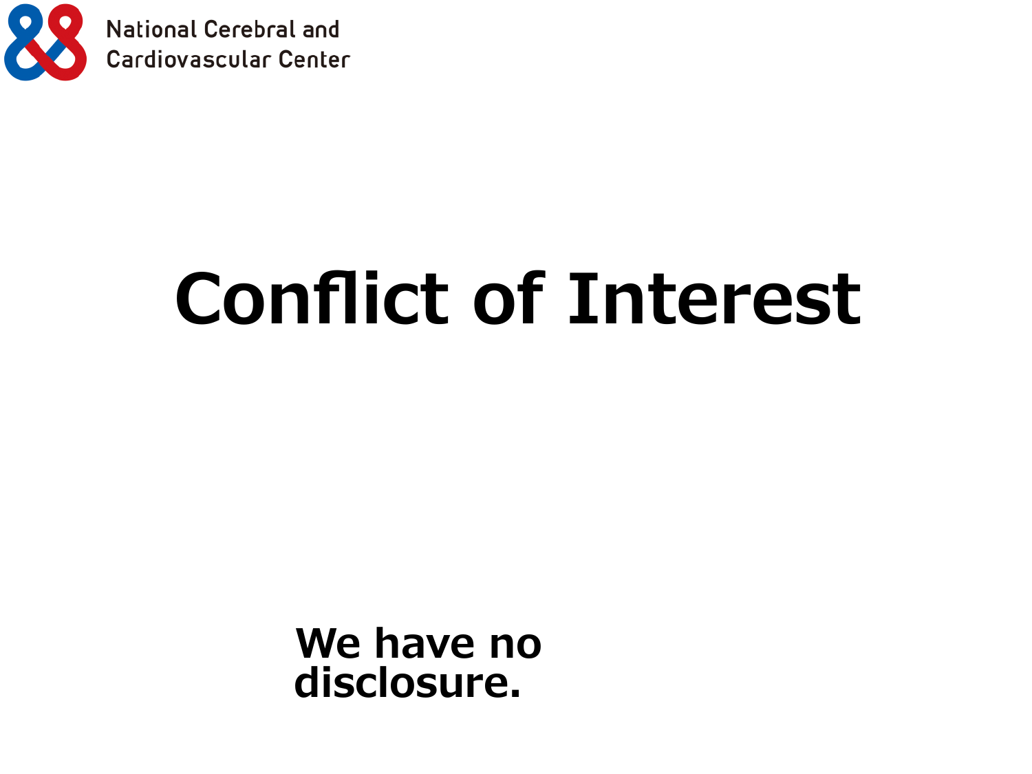National Cerebral and Cardiovascular Center

# Conflict of Interest

**We have no disclosure.**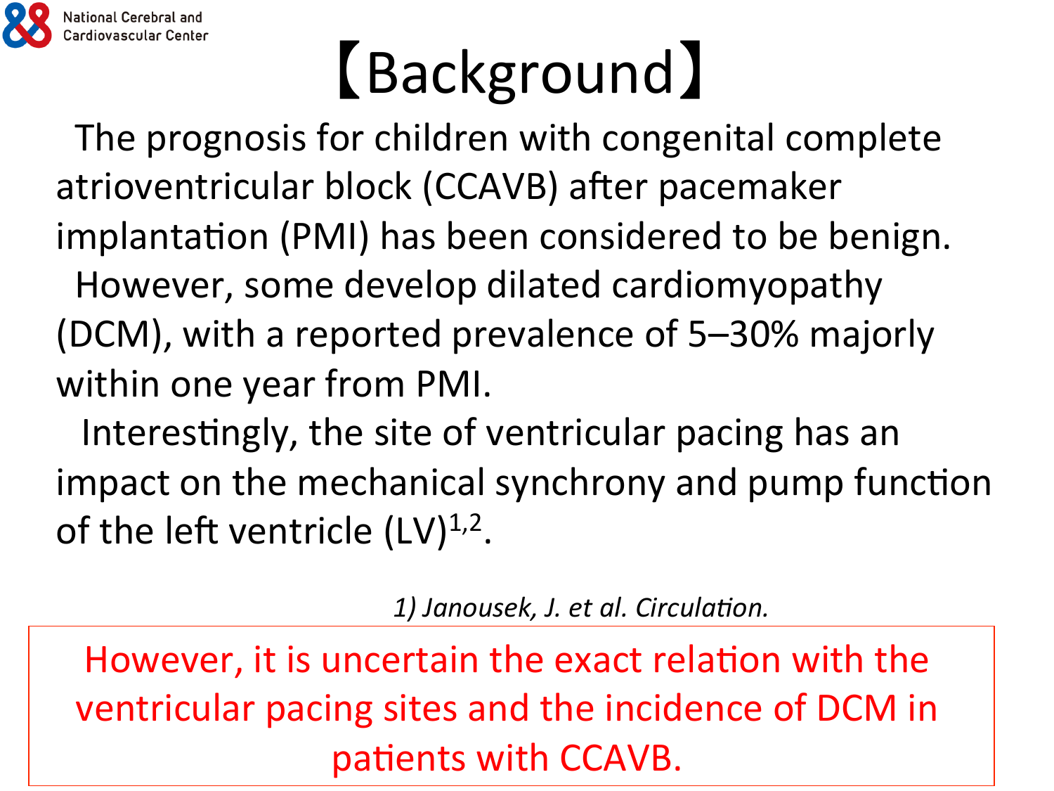# 【Background】

The prognosis for children with congenital complete atrioventricular block (CCAVB) after pacemaker implantation (PMI) has been considered to be benign.

However, some develop dilated cardiomyopathy (DCM), with a reported prevalence of 5–30% majorly within one year from PMI.

Interestingly, the site of ventricular pacing has an impact on the mechanical synchrony and pump function of the left ventricle (LV)[1,2].

*1) Janousek, J. et al. Circulation.*

However, it is uncertain the exact relation with the ventricular pacing sites and the incidence of DCM in patients with CCAVB.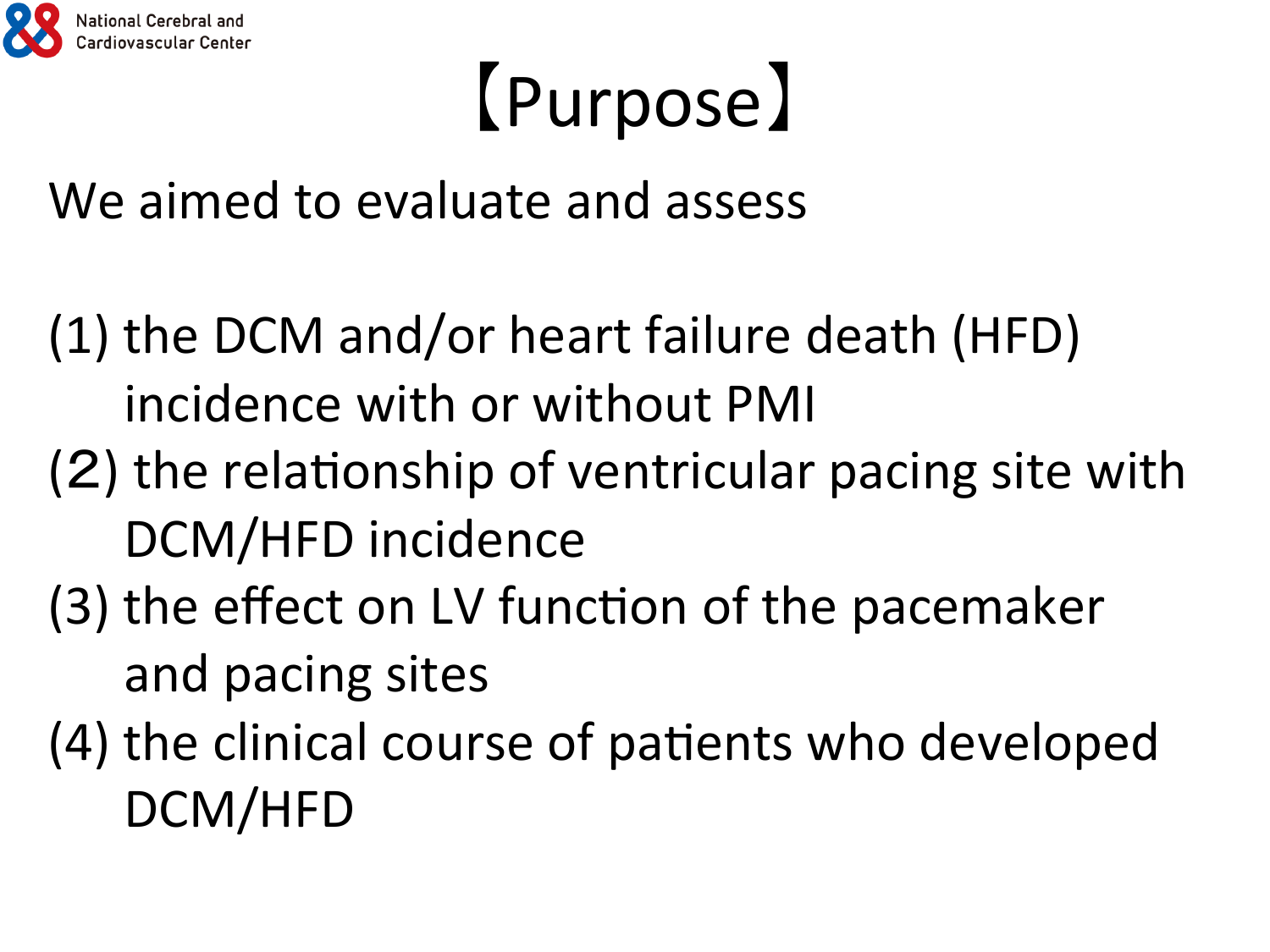# 【Purpose】

We aimed to evaluate and assess

(1) the DCM and/or heart failure death (HFD) incidence with or without PMI
(2) the relationship of ventricular pacing site with DCM/HFD incidence
(3) the effect on LV function of the pacemaker and pacing sites
(4) the clinical course of patients who developed DCM/HFD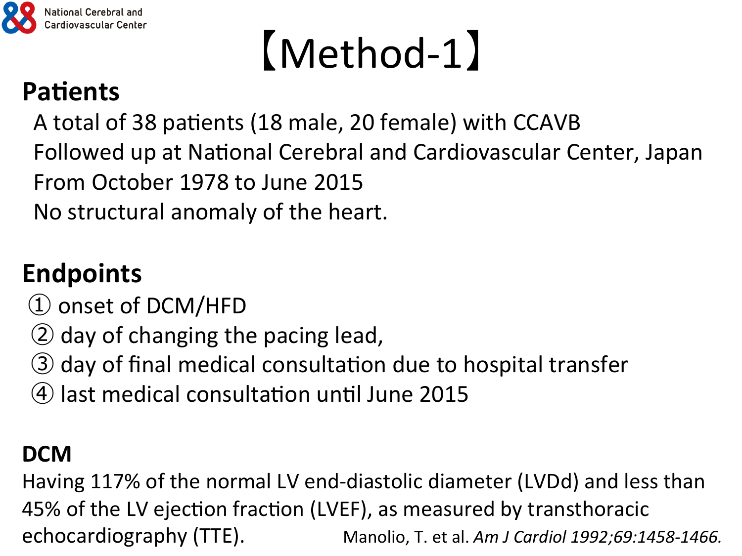# 【Method-1】

## Patients

A total of 38 patients (18 male, 20 female) with CCAVB
Followed up at National Cerebral and Cardiovascular Center, Japan
From October 1978 to June 2015
No structural anomaly of the heart.

## Endpoints

① onset of DCM/HFD
② day of changing the pacing lead,
③ day of final medical consultation due to hospital transfer
④ last medical consultation until June 2015

## DCM

Having 117% of the normal LV end-diastolic diameter (LVDd) and less than 45% of the LV ejection fraction (LVEF), as measured by transthoracic echocardiography (TTE). Manolio, T. et al. *Am J Cardiol 1992;69:1458-1466.*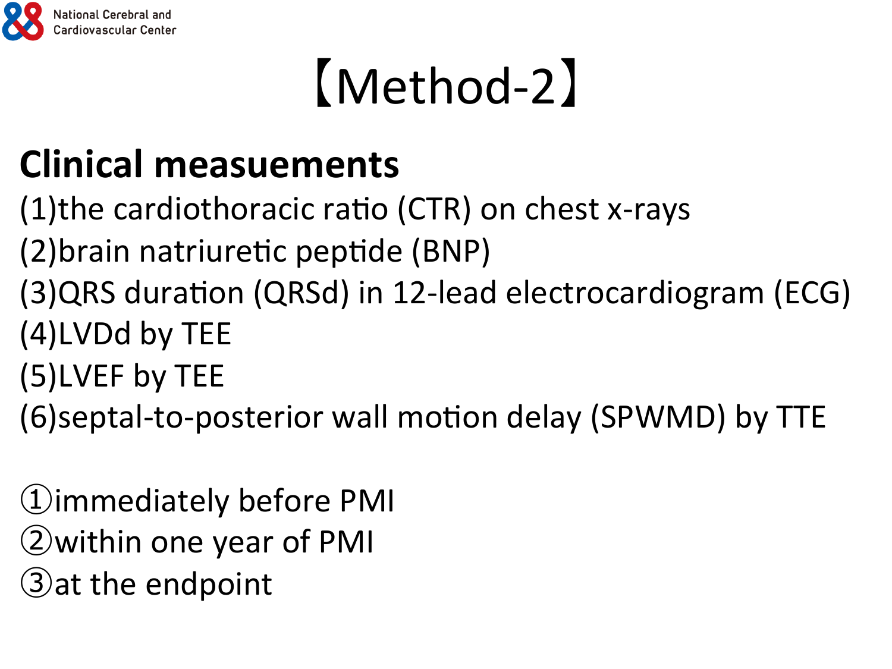# 【Method-2】

**Clinical measuements**

(1)the cardiothoracic ratio (CTR) on chest x-rays
(2)brain natriuretic peptide (BNP)
(3)QRS duration (QRSd) in 12-lead electrocardiogram (ECG)
(4)LVDd by TEE
(5)LVEF by TEE
(6)septal-to-posterior wall motion delay (SPWMD) by TTE

①immediately before PMI
②within one year of PMI
③at the endpoint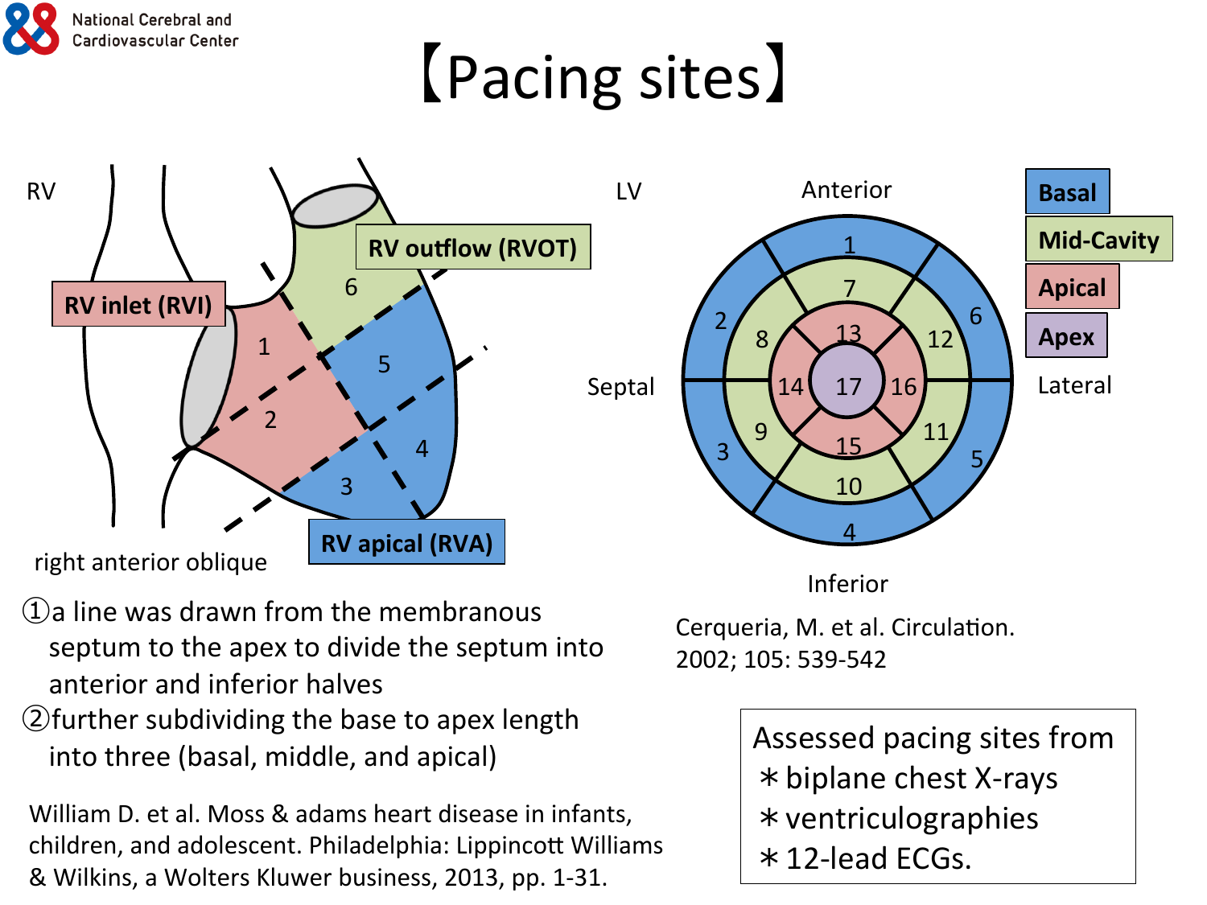# 【Pacing sites】

RV

RV inlet (RVI)

RV outflow (RVOT)

RV apical (RVA)

right anterior oblique

①a line was drawn from the membranous septum to the apex to divide the septum into anterior and inferior halves

②further subdividing the base to apex length into three (basal, middle, and apical)

William D. et al. Moss & adams heart disease in infants, children, and adolescent. Philadelphia: Lippincott Williams & Wilkins, a Wolters Kluwer business, 2013, pp. 1-31.

LV

Anterior / Septal / Lateral / Inferior

Basal / Mid-Cavity / Apical / Apex

Cerqueria, M. et al. Circulation. 2002; 105: 539-542

Assessed pacing sites from

＊biplane chest X-rays

＊ventriculographies

＊12-lead ECGs.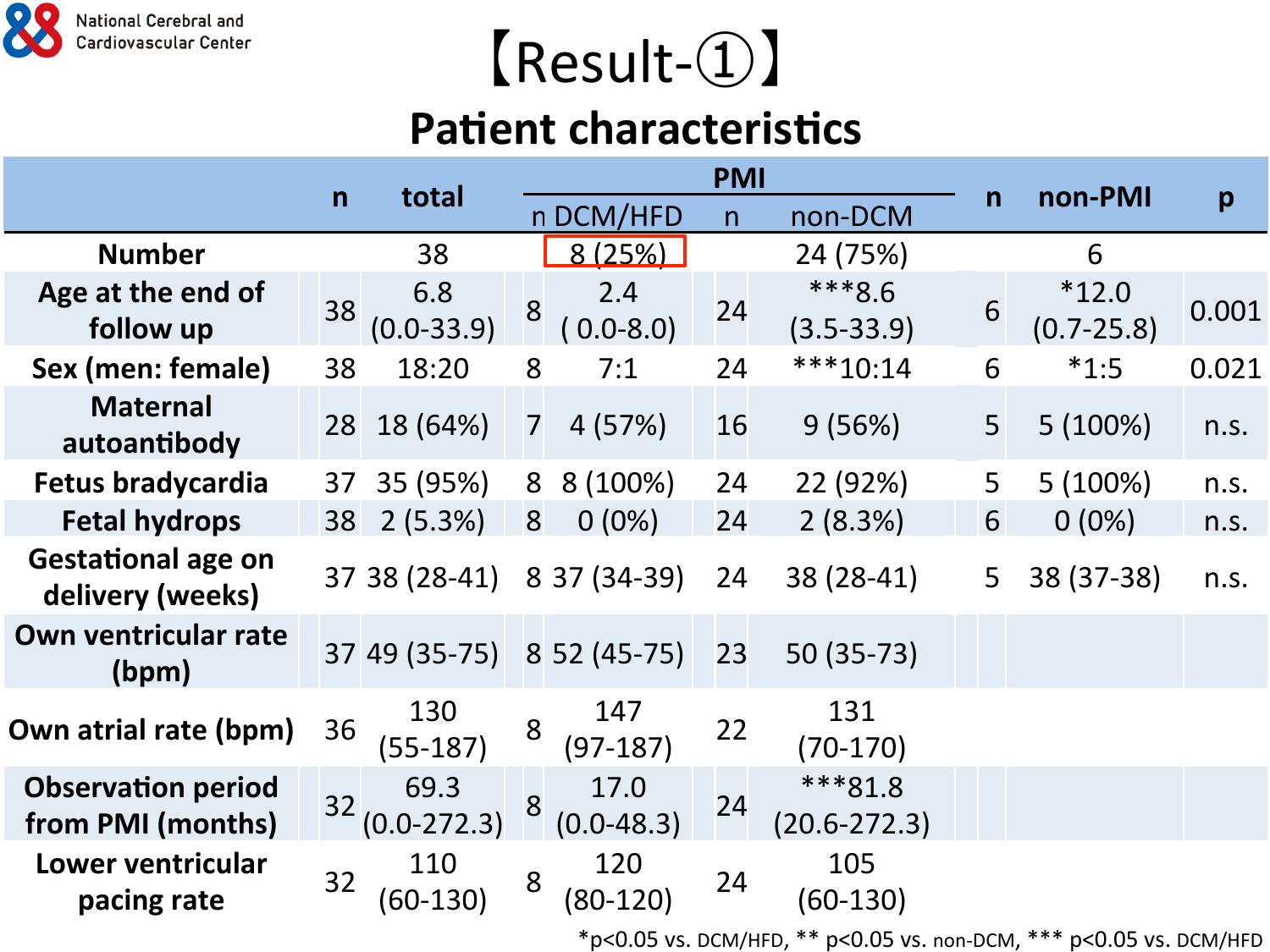# 【Result-①】

## Patient characteristics

| | n | total | PMI | | | | n | non-PMI | p |
|---|---|---|---|---|---|---|---|---|---|
| | | | n | DCM/HFD | n | non-DCM | | | |
| **Number** | | 38 | | 8 (25%) | | 24 (75%) | | 6 | |
| **Age at the end of follow up** | 38 | 6.8 (0.0-33.9) | 8 | 2.4 ( 0.0-8.0) | 24 | ***8.6 (3.5-33.9) | 6 | *12.0 (0.7-25.8) | 0.001 |
| **Sex (men: female)** | 38 | 18:20 | 8 | 7:1 | 24 | ***10:14 | 6 | *1:5 | 0.021 |
| **Maternal autoantibody** | 28 | 18 (64%) | 7 | 4 (57%) | 16 | 9 (56%) | 5 | 5 (100%) | n.s. |
| **Fetus bradycardia** | 37 | 35 (95%) | 8 | 8 (100%) | 24 | 22 (92%) | 5 | 5 (100%) | n.s. |
| **Fetal hydrops** | 38 | 2 (5.3%) | 8 | 0 (0%) | 24 | 2 (8.3%) | 6 | 0 (0%) | n.s. |
| **Gestational age on delivery (weeks)** | 37 | 38 (28-41) | 8 | 37 (34-39) | 24 | 38 (28-41) | 5 | 38 (37-38) | n.s. |
| **Own ventricular rate (bpm)** | 37 | 49 (35-75) | 8 | 52 (45-75) | 23 | 50 (35-73) | | | |
| **Own atrial rate (bpm)** | 36 | 130 (55-187) | 8 | 147 (97-187) | 22 | 131 (70-170) | | | |
| **Observation period from PMI (months)** | 32 | 69.3 (0.0-272.3) | 8 | 17.0 (0.0-48.3) | 24 | ***81.8 (20.6-272.3) | | | |
| **Lower ventricular pacing rate** | 32 | 110 (60-130) | 8 | 120 (80-120) | 24 | 105 (60-130) | | | |

*$p<0.05$ vs. DCM/HFD, ** $p<0.05$ vs. non-DCM, *** $p<0.05$ vs. DCM/HFD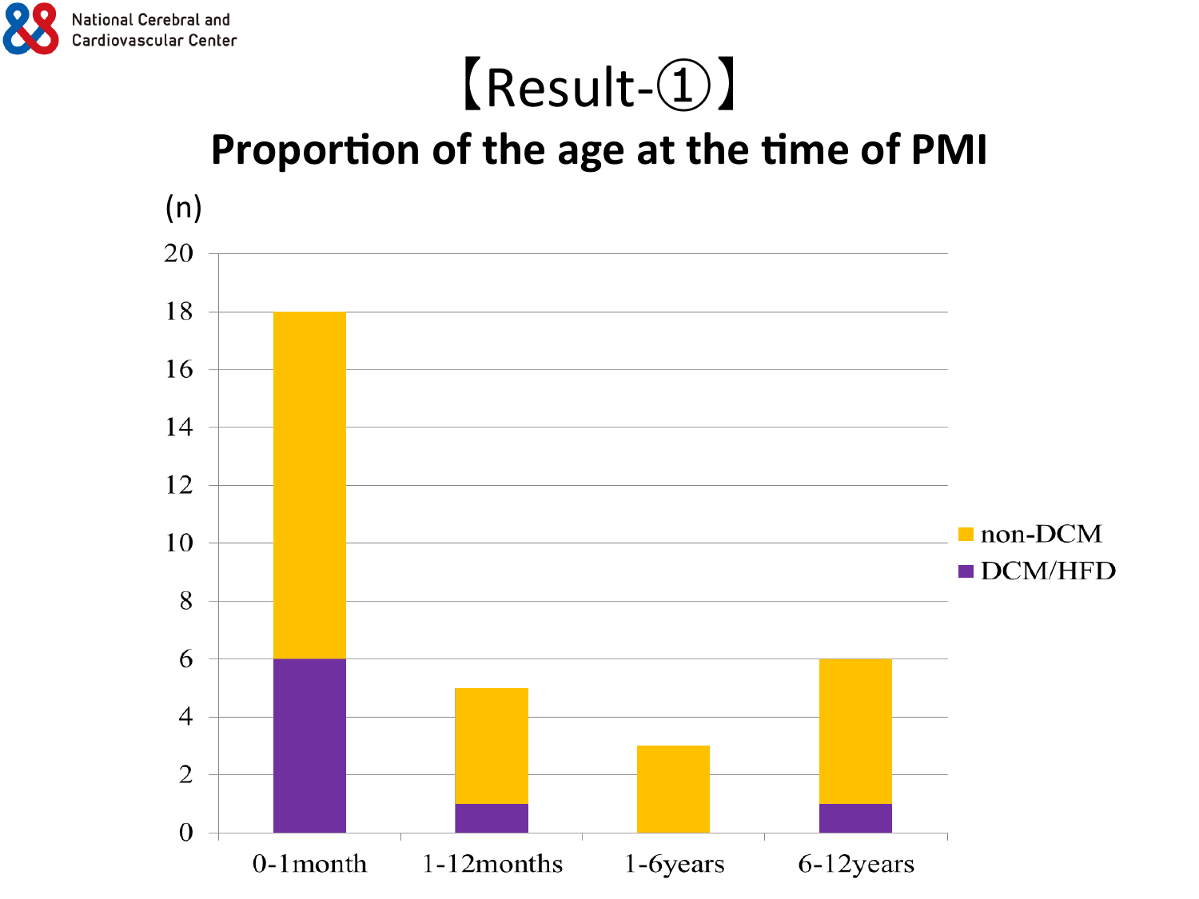# 【Result-①】

## Proportion of the age at the time of PMI

| Age | DCM/HFD (n) | non-DCM (n) | Total (n) |
| --- | --- | --- | --- |
| 0-1month | 6 | 12 | 18 |
| 1-12months | 1 | 4 | 5 |
| 1-6years | 0 | 3 | 3 |
| 6-12years | 1 | 5 | 6 |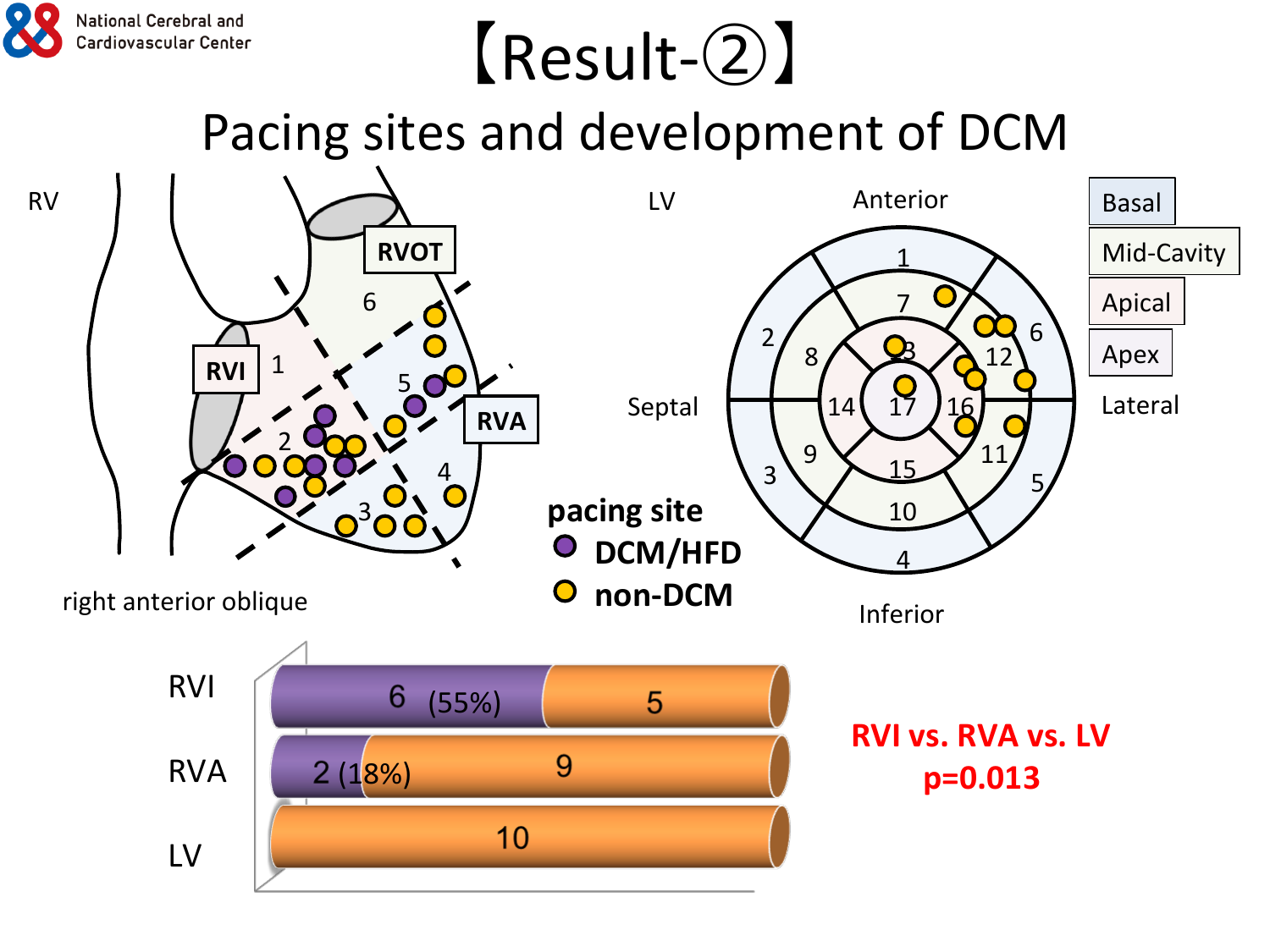# 【Result-②】

## Pacing sites and development of DCM

RV

RVOT

RVI

RVA

right anterior oblique

LV

Anterior

Septal

Lateral

Inferior

Basal

Mid-Cavity

Apical

Apex

**pacing site**

- **DCM/HFD**
- **non-DCM**

| | DCM/HFD | non-DCM |
|---|---|---|
| RVI | 6 (55%) | 5 |
| RVA | 2 (18%) | 9 |
| LV | | 10 |

**RVI vs. RVA vs. LV**
**p=0.013**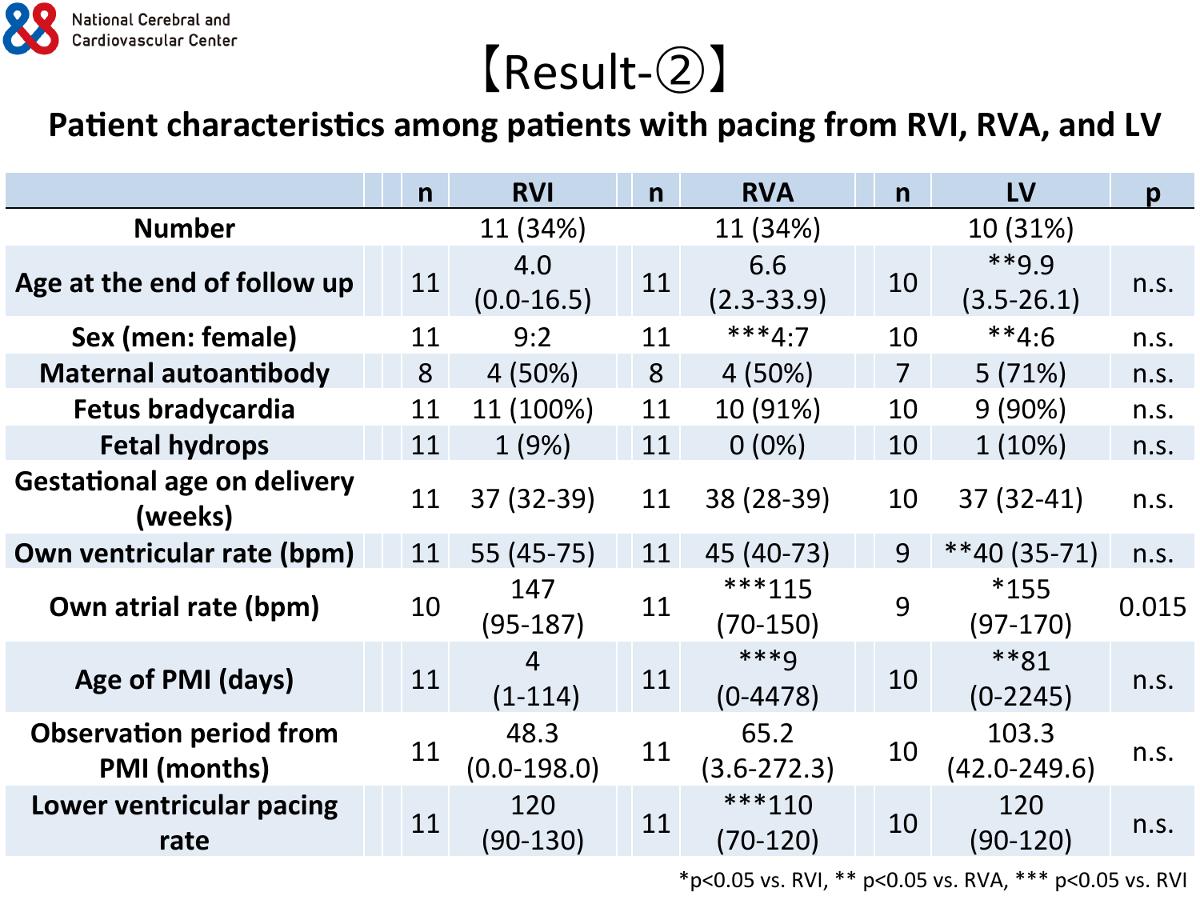# 【Result-②】

## Patient characteristics among patients with pacing from RVI, RVA, and LV

| | n | RVI | n | RVA | n | LV | p |
|---|---|---|---|---|---|---|---|
| Number | | 11 (34%) | | 11 (34%) | | 10 (31%) | |
| Age at the end of follow up | 11 | 4.0 (0.0-16.5) | 11 | 6.6 (2.3-33.9) | 10 | **9.9 (3.5-26.1) | n.s. |
| Sex (men: female) | 11 | 9:2 | 11 | ***4:7 | 10 | **4:6 | n.s. |
| Maternal autoantibody | 8 | 4 (50%) | 8 | 4 (50%) | 7 | 5 (71%) | n.s. |
| Fetus bradycardia | 11 | 11 (100%) | 11 | 10 (91%) | 10 | 9 (90%) | n.s. |
| Fetal hydrops | 11 | 1 (9%) | 11 | 0 (0%) | 10 | 1 (10%) | n.s. |
| Gestational age on delivery (weeks) | 11 | 37 (32-39) | 11 | 38 (28-39) | 10 | 37 (32-41) | n.s. |
| Own ventricular rate (bpm) | 11 | 55 (45-75) | 11 | 45 (40-73) | 9 | **40 (35-71) | n.s. |
| Own atrial rate (bpm) | 10 | 147 (95-187) | 11 | ***115 (70-150) | 9 | *155 (97-170) | 0.015 |
| Age of PMI (days) | 11 | 4 (1-114) | 11 | ***9 (0-4478) | 10 | **81 (0-2245) | n.s. |
| Observation period from PMI (months) | 11 | 48.3 (0.0-198.0) | 11 | 65.2 (3.6-272.3) | 10 | 103.3 (42.0-249.6) | n.s. |
| Lower ventricular pacing rate | 11 | 120 (90-130) | 11 | ***110 (70-120) | 10 | 120 (90-120) | n.s. |

*p<0.05 vs. RVI, ** p<0.05 vs. RVA, *** p<0.05 vs. RVI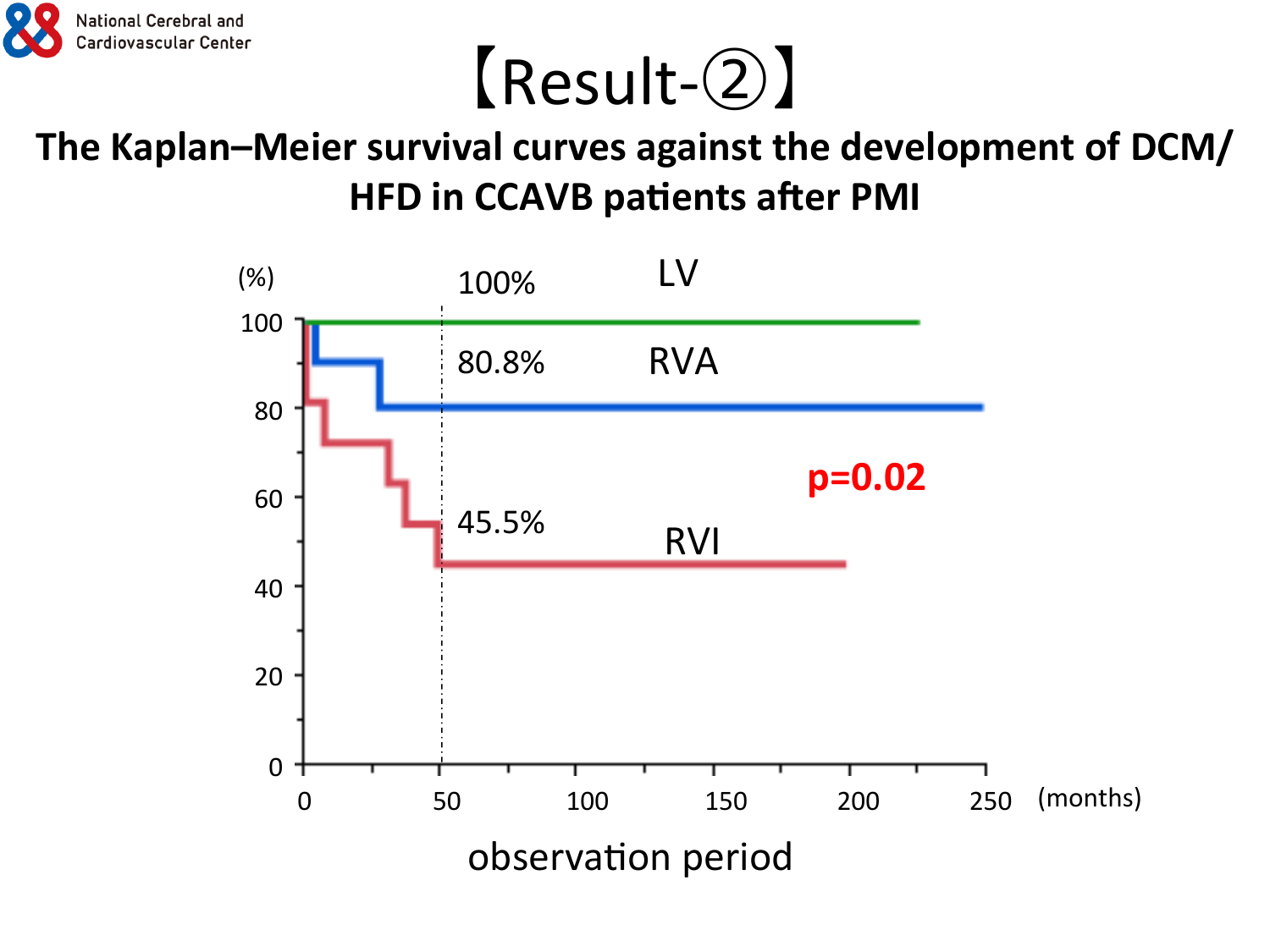# 【Result-②】

## The Kaplan–Meier survival curves against the development of DCM/HFD in CCAVB patients after PMI

(%)

100%   LV

80.8%   RVA

45.5%   RVI

p=0.02

Y-axis: 0, 20, 40, 60, 80, 100

X-axis: 0, 50, 100, 150, 200, 250 (months)

observation period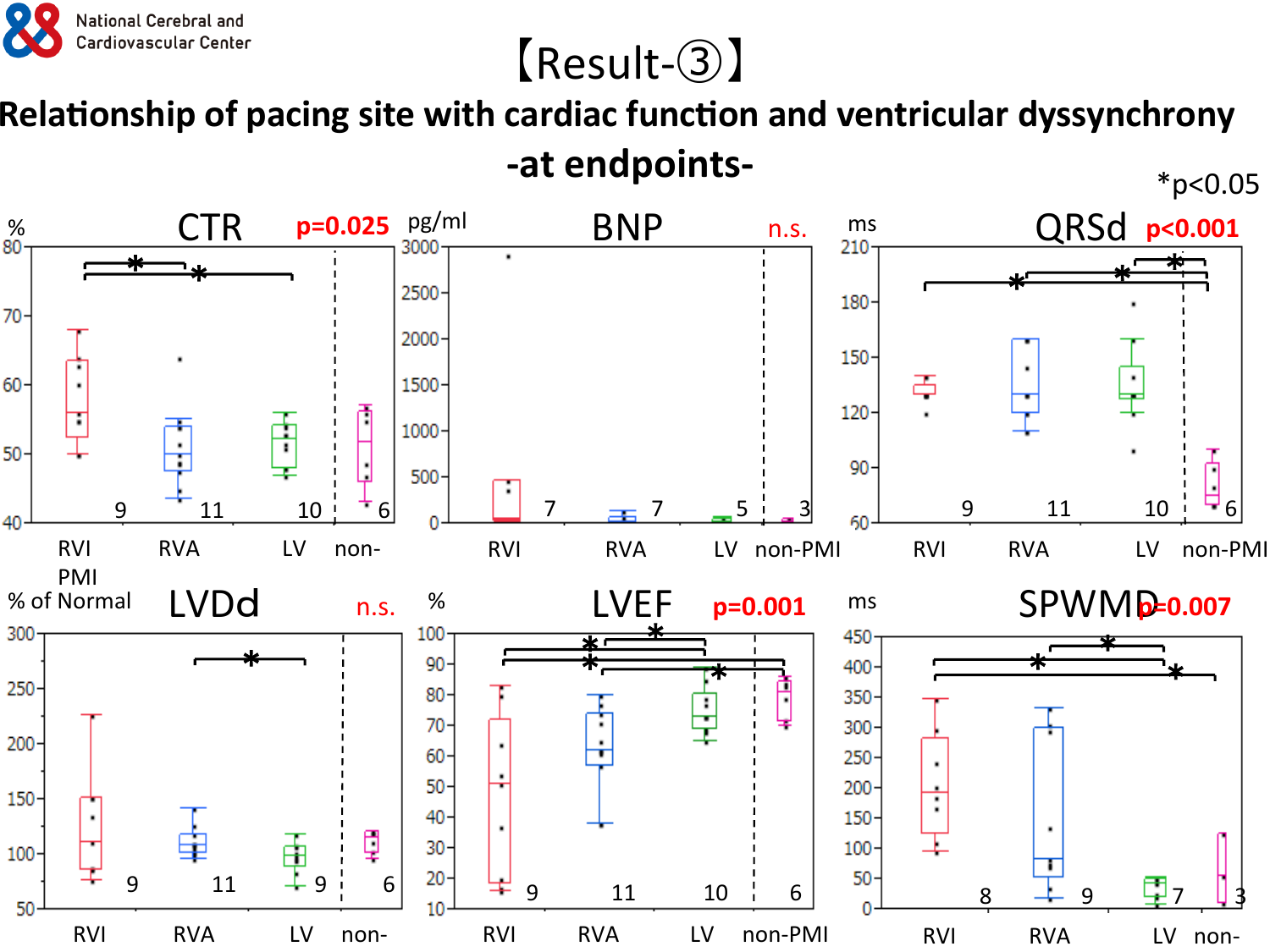# 【Result-③】

## Relationship of pacing site with cardiac function and ventricular dyssynchrony -at endpoints-

*p<0.05

**CTR** (%) — p=0.025

RVI (n=9), RVA (n=11), LV (n=10), non-PMI (n=6)

**BNP** (pg/ml) — n.s.

RVI (n=7), RVA (n=7), LV (n=5), non-PMI (n=3)

**QRSd** (ms) — p<0.001

RVI (n=9), RVA (n=11), LV (n=10), non-PMI (n=6)

**LVDd** (% of Normal) — n.s.

RVI (n=9), RVA (n=11), LV (n=9), non-PMI (n=6)

**LVEF** (%) — p=0.001

RVI (n=9), RVA (n=11), LV (n=10), non-PMI (n=6)

**SPWMD** (ms) — p=0.007

RVI (n=8), RVA (n=9), LV (n=7), non-PMI (n=3)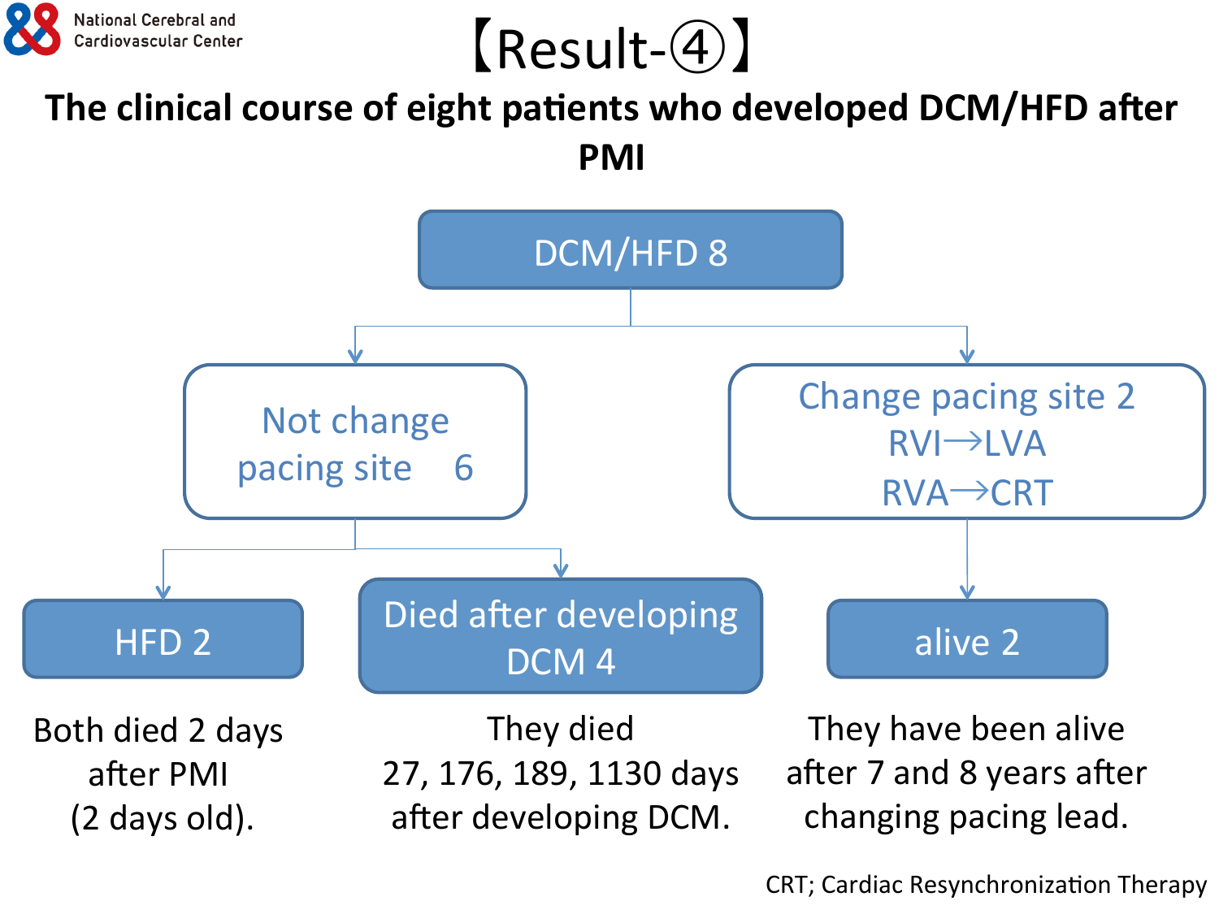# 【Result-④】

## The clinical course of eight patients who developed DCM/HFD after PMI

DCM/HFD 8

- Not change pacing site 6
  - HFD 2
    - Both died 2 days after PMI (2 days old).
  - Died after developing DCM 4
    - They died 27, 176, 189, 1130 days after developing DCM.
- Change pacing site 2
  - RVI→LVA
  - RVA→CRT
  - alive 2
    - They have been alive after 7 and 8 years after changing pacing lead.

CRT; Cardiac Resynchronization Therapy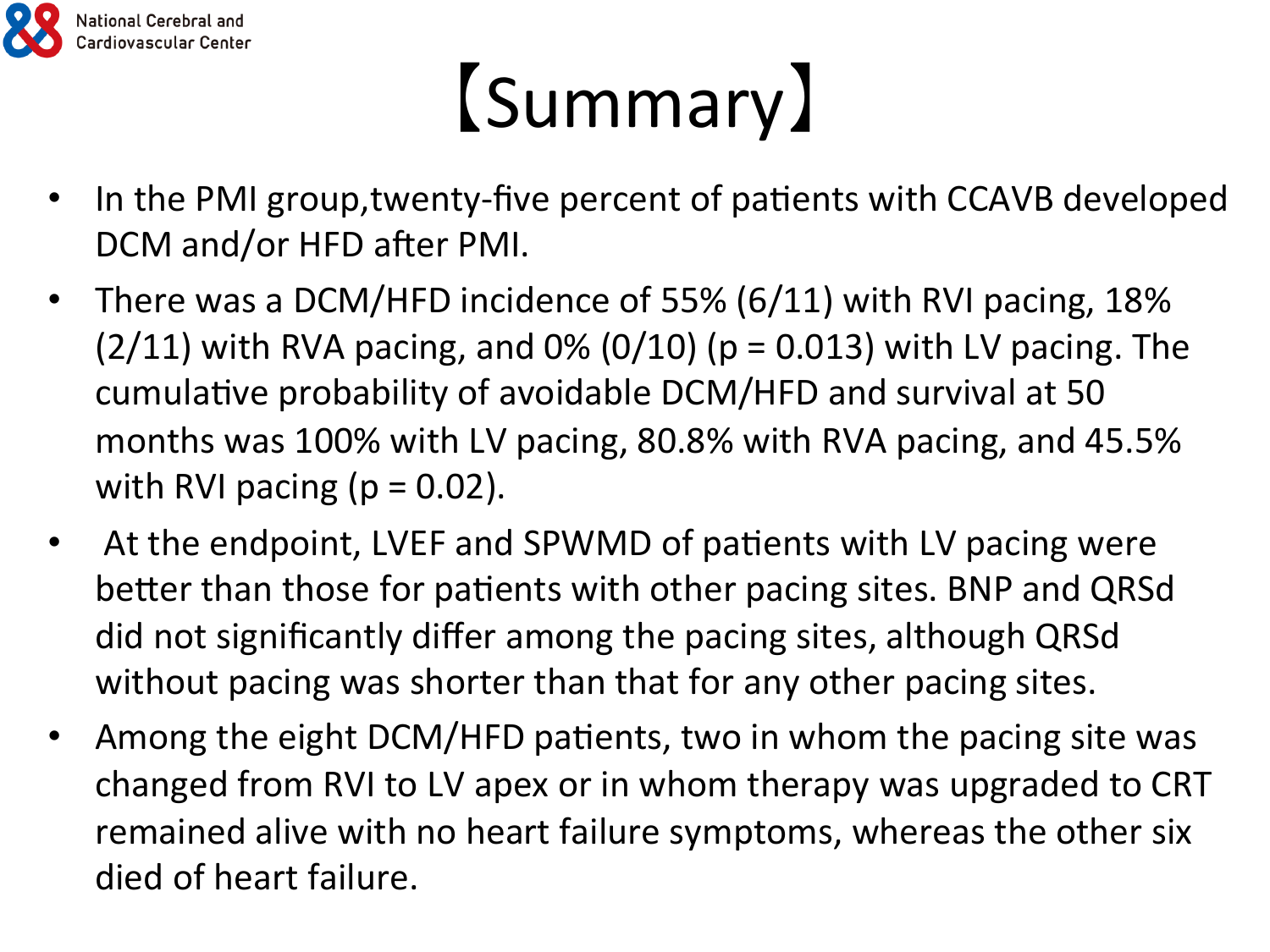# 【Summary】

- In the PMI group,twenty-five percent of patients with CCAVB developed DCM and/or HFD after PMI.
- There was a DCM/HFD incidence of 55% (6/11) with RVI pacing, 18% (2/11) with RVA pacing, and 0% (0/10) ($p = 0.013$) with LV pacing. The cumulative probability of avoidable DCM/HFD and survival at 50 months was 100% with LV pacing, 80.8% with RVA pacing, and 45.5% with RVI pacing ($p = 0.02$).
- At the endpoint, LVEF and SPWMD of patients with LV pacing were better than those for patients with other pacing sites. BNP and QRSd did not significantly differ among the pacing sites, although QRSd without pacing was shorter than that for any other pacing sites.
- Among the eight DCM/HFD patients, two in whom the pacing site was changed from RVI to LV apex or in whom therapy was upgraded to CRT remained alive with no heart failure symptoms, whereas the other six died of heart failure.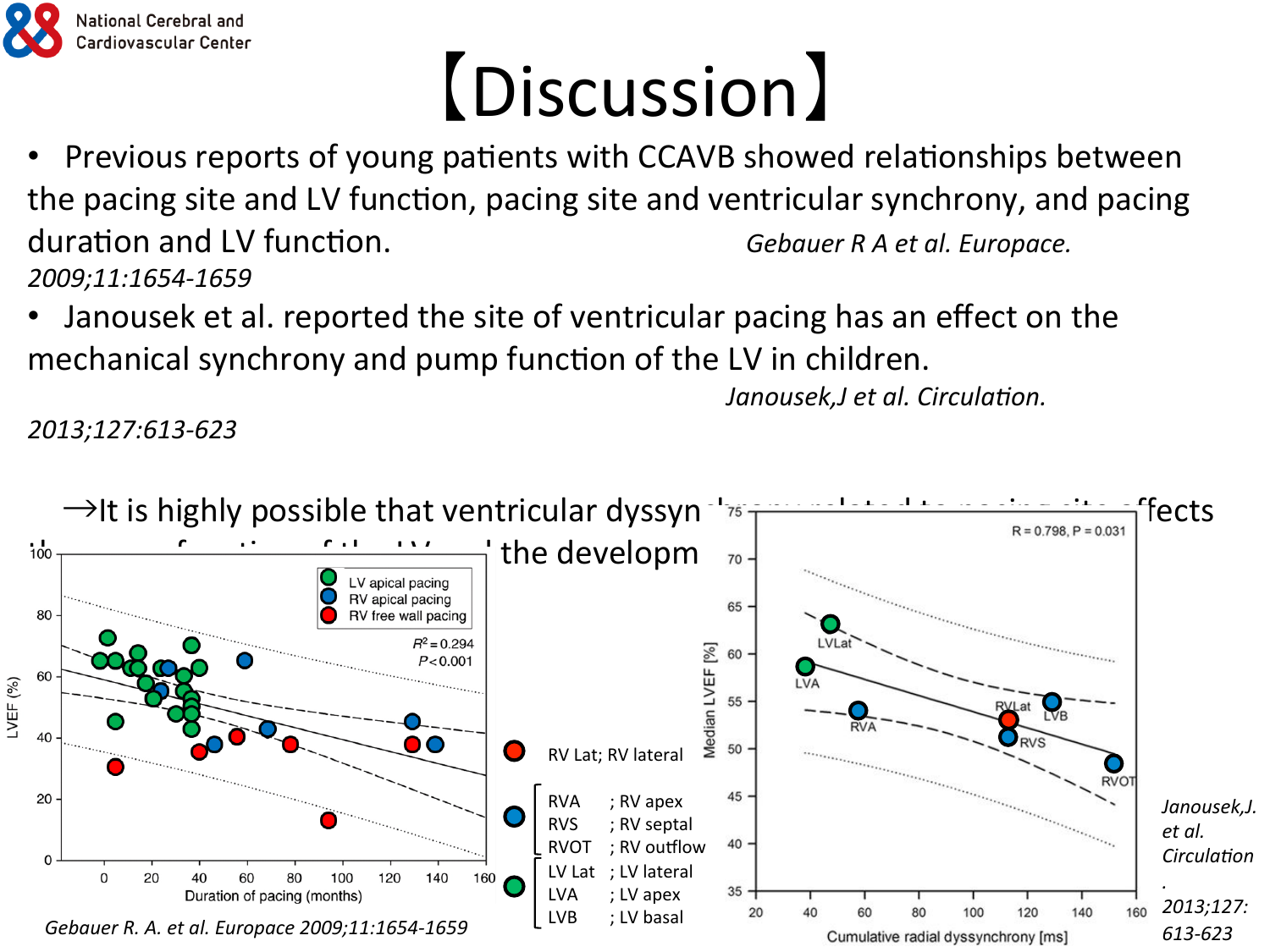# 【Discussion】

- Previous reports of young patients with CCAVB showed relationships between the pacing site and LV function, pacing site and ventricular synchrony, and pacing duration and LV function. *Gebauer R A et al. Europace. 2009;11:1654-1659*
- Janousek et al. reported the site of ventricular pacing has an effect on the mechanical synchrony and pump function of the LV in children. *Janousek,J et al. Circulation. 2013;127:613-623*

→It is highly possible that ventricular dyssyn... affects ... the developm...

LV apical pacing
RV apical pacing
RV free wall pacing

$R^2 = 0.294$
$P < 0.001$

LVEF (%)

Duration of pacing (months)

*Gebauer R. A. et al. Europace 2009;11:1654-1659*

RV Lat; RV lateral

RVA ; RV apex
RVS ; RV septal
RVOT ; RV outflow

LV Lat ; LV lateral
LVA ; LV apex
LVB ; LV basal

R = 0.798, P = 0.031

Median LVEF [%]

Cumulative radial dyssynchrony [ms]

*Janousek,J. et al. Circulation. 2013;127: 613-623*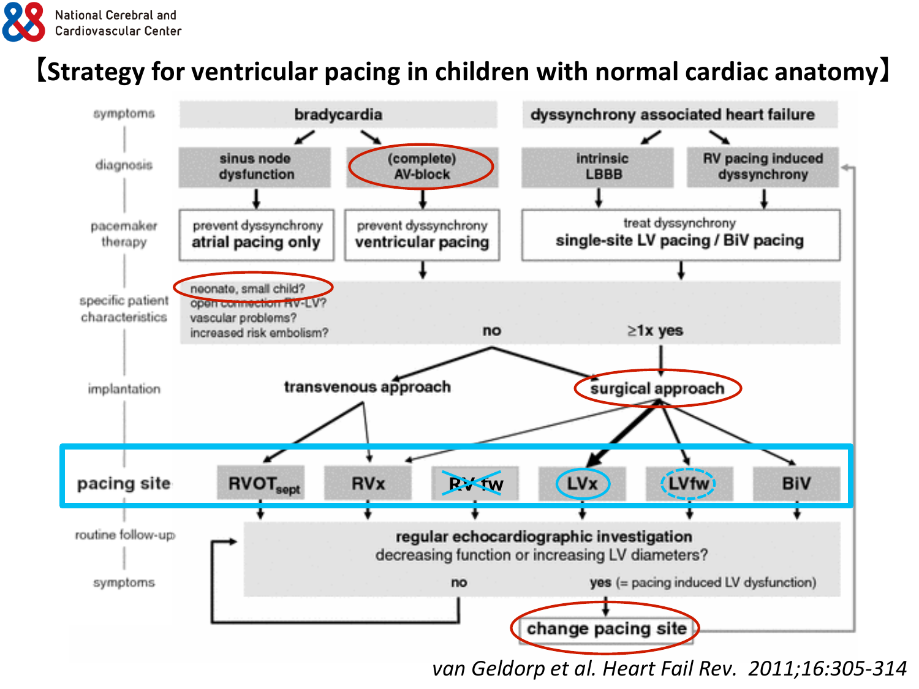# 【Strategy for ventricular pacing in children with normal cardiac anatomy】

**symptoms**
- bradycardia
- dyssynchrony associated heart failure

**diagnosis**
- sinus node dysfunction
- (complete) AV-block
- intrinsic LBBB
- RV pacing induced dyssynchrony

**pacemaker therapy**
- sinus node dysfunction → prevent dyssynchrony **atrial pacing only**
- (complete) AV-block → prevent dyssynchrony **ventricular pacing**
- intrinsic LBBB / RV pacing induced dyssynchrony → treat dyssynchrony **single-site LV pacing / BiV pacing**

**specific patient characteristics**
- neonate, small child?
- open connection RV-LV?
- vascular problems?
- increased risk embolism?

no → transvenous approach; ≥1x yes → surgical approach

**implantation**
- transvenous approach → $RVOT_{sept}$, RVx
- surgical approach → RV fw, LVx, LVfw, BiV

**pacing site**
- $RVOT_{sept}$
- RVx
- RV fw
- LVx
- LVfw
- BiV

**routine follow-up / symptoms**

**regular echocardiographic investigation**
decreasing function or increasing LV diameters?
- no → regular echocardiographic investigation
- yes (= pacing induced LV dysfunction) → **change pacing site** → RV pacing induced dyssynchrony

*van Geldorp et al. Heart Fail Rev. 2011;16:305-314*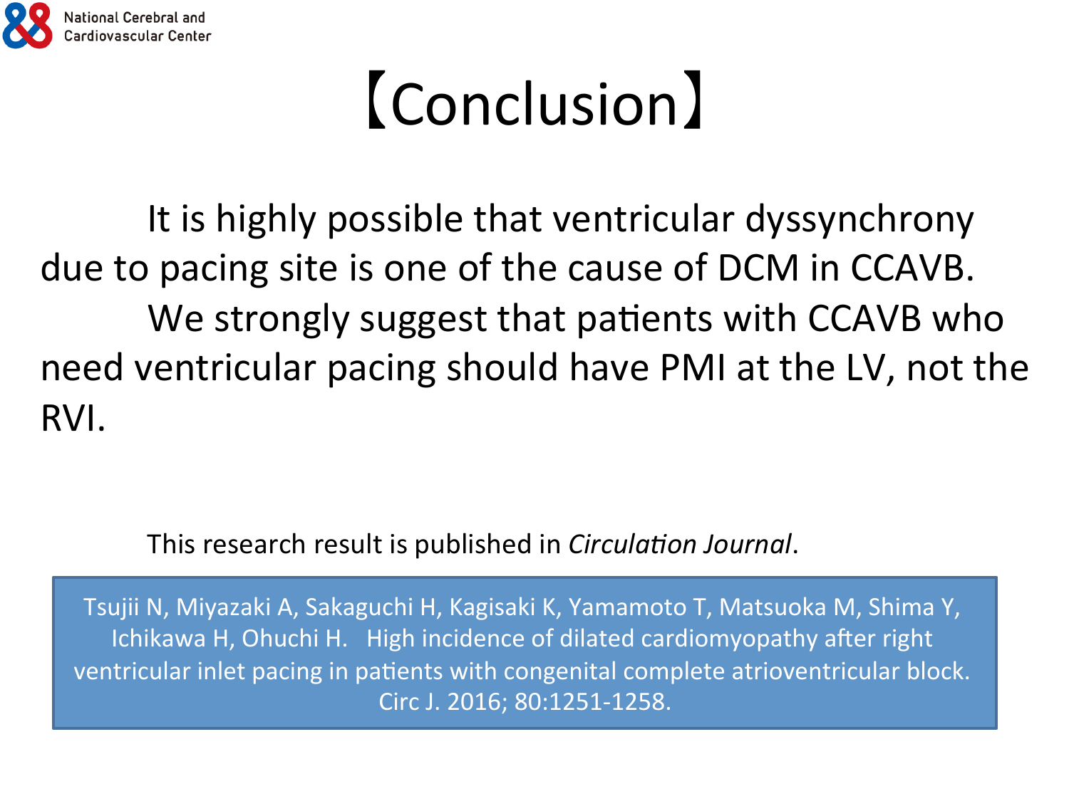# 【Conclusion】

It is highly possible that ventricular dyssynchrony due to pacing site is one of the cause of DCM in CCAVB.

We strongly suggest that patients with CCAVB who need ventricular pacing should have PMI at the LV, not the RVI.

This research result is published in *Circulation Journal*.

Tsujii N, Miyazaki A, Sakaguchi H, Kagisaki K, Yamamoto T, Matsuoka M, Shima Y, Ichikawa H, Ohuchi H. High incidence of dilated cardiomyopathy after right ventricular inlet pacing in patients with congenital complete atrioventricular block. Circ J. 2016; 80:1251-1258.